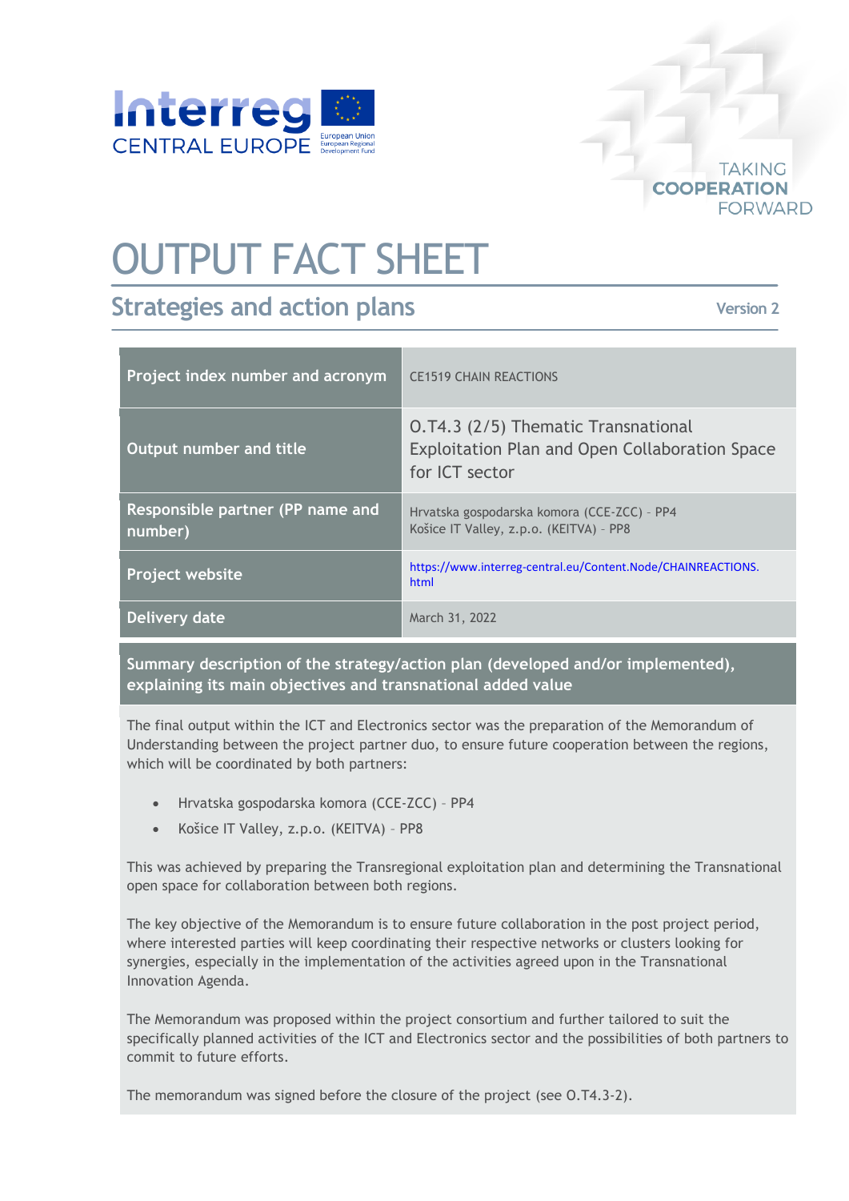# OUTPUT FACT SHEET

## Strategies and action plans

Version 2

| Project index number and acronym | CE1519 CHAIN REACTIONS |
|---|---|
| Output number and title | O.T4.3 (2/5) Thematic Transnational Exploitation Plan and Open Collaboration Space for ICT sector |
| Responsible partner (PP name and number) | Hrvatska gospodarska komora (CCE-ZCC) – PP4<br>Košice IT Valley, z.p.o. (KEITVA) – PP8 |
| Project website | https://www.interreg-central.eu/Content.Node/CHAINREACTIONS.html |
| Delivery date | March 31, 2022 |

**Summary description of the strategy/action plan (developed and/or implemented), explaining its main objectives and transnational added value**

The final output within the ICT and Electronics sector was the preparation of the Memorandum of Understanding between the project partner duo, to ensure future cooperation between the regions, which will be coordinated by both partners:

- Hrvatska gospodarska komora (CCE-ZCC) – PP4
- Košice IT Valley, z.p.o. (KEITVA) – PP8

This was achieved by preparing the Transregional exploitation plan and determining the Transnational open space for collaboration between both regions.

The key objective of the Memorandum is to ensure future collaboration in the post project period, where interested parties will keep coordinating their respective networks or clusters looking for synergies, especially in the implementation of the activities agreed upon in the Transnational Innovation Agenda.

The Memorandum was proposed within the project consortium and further tailored to suit the specifically planned activities of the ICT and Electronics sector and the possibilities of both partners to commit to future efforts.

The memorandum was signed before the closure of the project (see O.T4.3-2).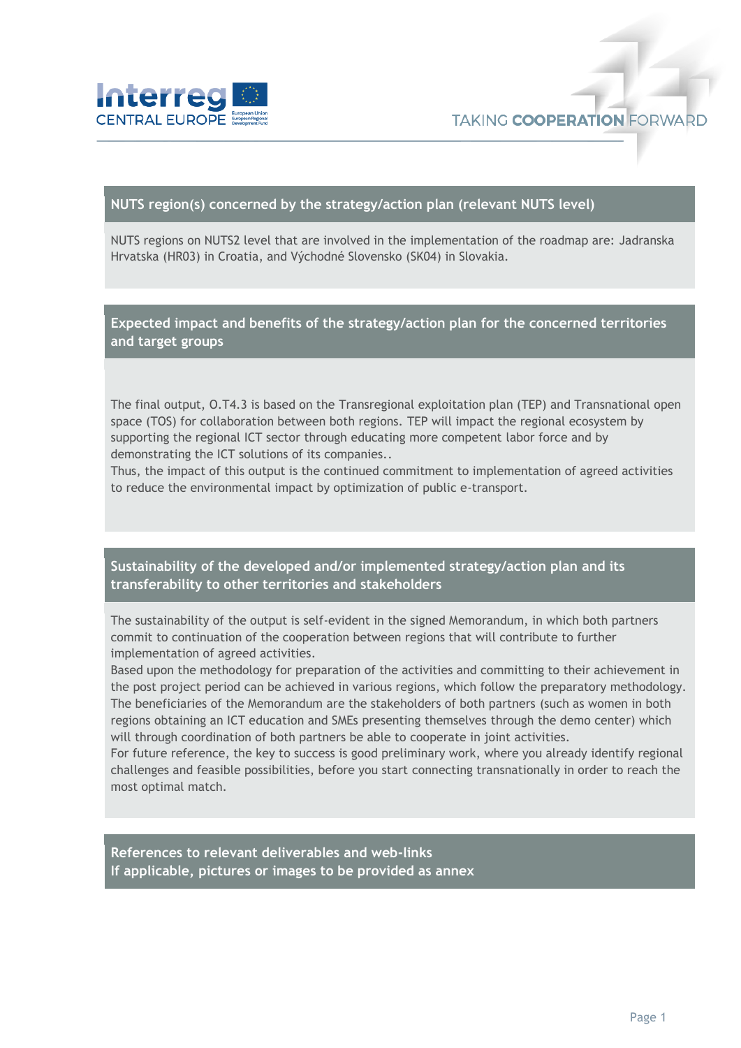## NUTS region(s) concerned by the strategy/action plan (relevant NUTS level)

NUTS regions on NUTS2 level that are involved in the implementation of the roadmap are: Jadranska Hrvatska (HR03) in Croatia, and Východné Slovensko (SK04) in Slovakia.

## Expected impact and benefits of the strategy/action plan for the concerned territories and target groups

The final output, O.T4.3 is based on the Transregional exploitation plan (TEP) and Transnational open space (TOS) for collaboration between both regions. TEP will impact the regional ecosystem by supporting the regional ICT sector through educating more competent labor force and by demonstrating the ICT solutions of its companies..

Thus, the impact of this output is the continued commitment to implementation of agreed activities to reduce the environmental impact by optimization of public e-transport.

## Sustainability of the developed and/or implemented strategy/action plan and its transferability to other territories and stakeholders

The sustainability of the output is self-evident in the signed Memorandum, in which both partners commit to continuation of the cooperation between regions that will contribute to further implementation of agreed activities.

Based upon the methodology for preparation of the activities and committing to their achievement in the post project period can be achieved in various regions, which follow the preparatory methodology. The beneficiaries of the Memorandum are the stakeholders of both partners (such as women in both regions obtaining an ICT education and SMEs presenting themselves through the demo center) which will through coordination of both partners be able to cooperate in joint activities.

For future reference, the key to success is good preliminary work, where you already identify regional challenges and feasible possibilities, before you start connecting transnationally in order to reach the most optimal match.

## References to relevant deliverables and web-links
## If applicable, pictures or images to be provided as annex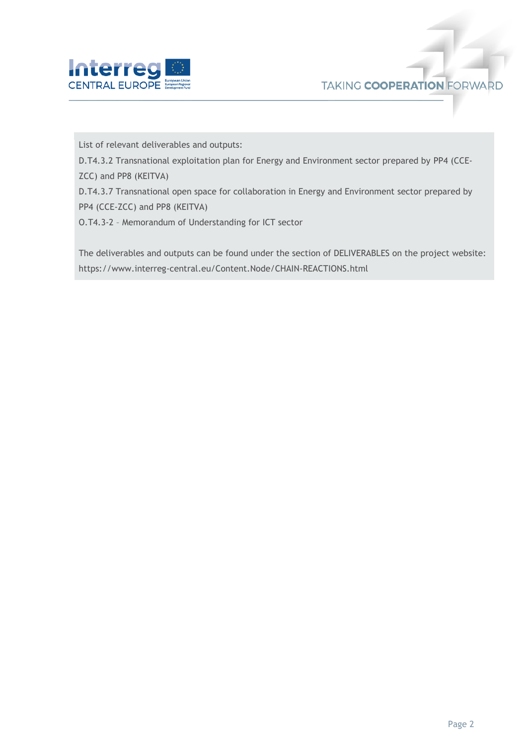List of relevant deliverables and outputs:

D.T4.3.2 Transnational exploitation plan for Energy and Environment sector prepared by PP4 (CCE-ZCC) and PP8 (KEITVA)

D.T4.3.7 Transnational open space for collaboration in Energy and Environment sector prepared by PP4 (CCE-ZCC) and PP8 (KEITVA)

O.T4.3-2 – Memorandum of Understanding for ICT sector

The deliverables and outputs can be found under the section of DELIVERABLES on the project website: https://www.interreg-central.eu/Content.Node/CHAIN-REACTIONS.html